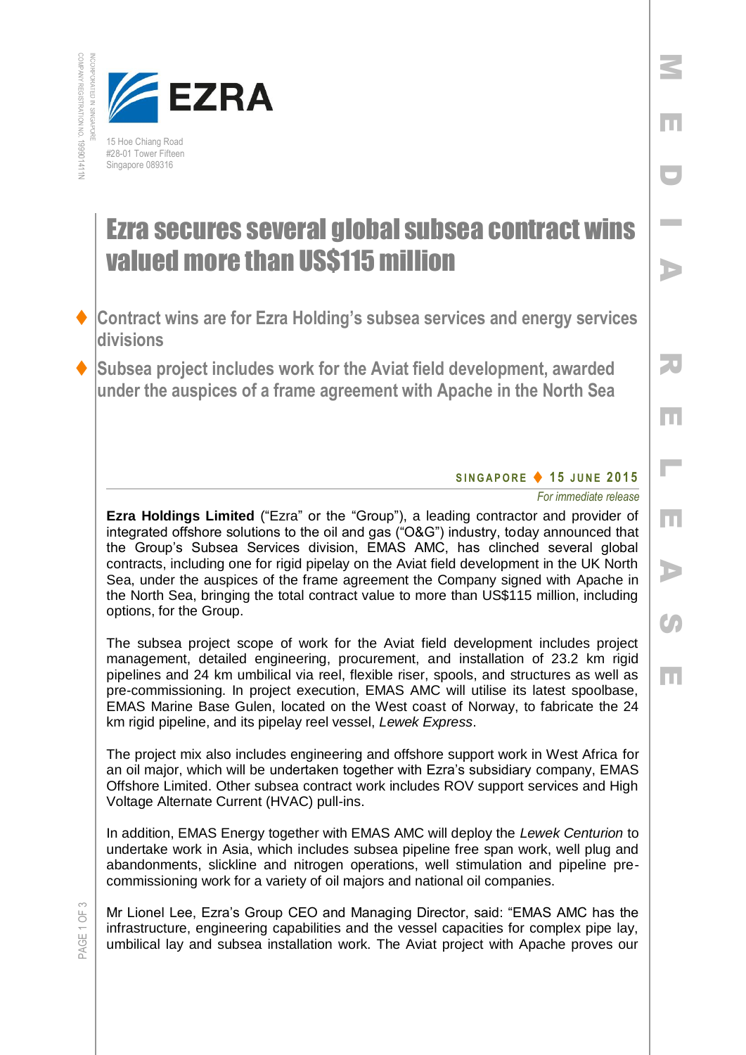EZRA

15 Hoe Chiang Road
#28-01 Tower Fifteen
Singapore 089316

INCORPORATED IN SINGAPORE
COMPANY REGISTRATION NO. 199901411N

MEDIA RELEASE

# Ezra secures several global subsea contract wins valued more than US$115 million

- **Contract wins are for Ezra Holding's subsea services and energy services divisions**
- **Subsea project includes work for the Aviat field development, awarded under the auspices of a frame agreement with Apache in the North Sea**

**SINGAPORE ♦ 15 JUNE 2015**

*For immediate release*

**Ezra Holdings Limited** ("Ezra" or the "Group"), a leading contractor and provider of integrated offshore solutions to the oil and gas ("O&G") industry, today announced that the Group's Subsea Services division, EMAS AMC, has clinched several global contracts, including one for rigid pipelay on the Aviat field development in the UK North Sea, under the auspices of the frame agreement the Company signed with Apache in the North Sea, bringing the total contract value to more than US$115 million, including options, for the Group.

The subsea project scope of work for the Aviat field development includes project management, detailed engineering, procurement, and installation of 23.2 km rigid pipelines and 24 km umbilical via reel, flexible riser, spools, and structures as well as pre-commissioning. In project execution, EMAS AMC will utilise its latest spoolbase, EMAS Marine Base Gulen, located on the West coast of Norway, to fabricate the 24 km rigid pipeline, and its pipelay reel vessel, *Lewek Express*.

The project mix also includes engineering and offshore support work in West Africa for an oil major, which will be undertaken together with Ezra's subsidiary company, EMAS Offshore Limited. Other subsea contract work includes ROV support services and High Voltage Alternate Current (HVAC) pull-ins.

In addition, EMAS Energy together with EMAS AMC will deploy the *Lewek Centurion* to undertake work in Asia, which includes subsea pipeline free span work, well plug and abandonments, slickline and nitrogen operations, well stimulation and pipeline pre-commissioning work for a variety of oil majors and national oil companies.

Mr Lionel Lee, Ezra's Group CEO and Managing Director, said: "EMAS AMC has the infrastructure, engineering capabilities and the vessel capacities for complex pipe lay, umbilical lay and subsea installation work. The Aviat project with Apache proves our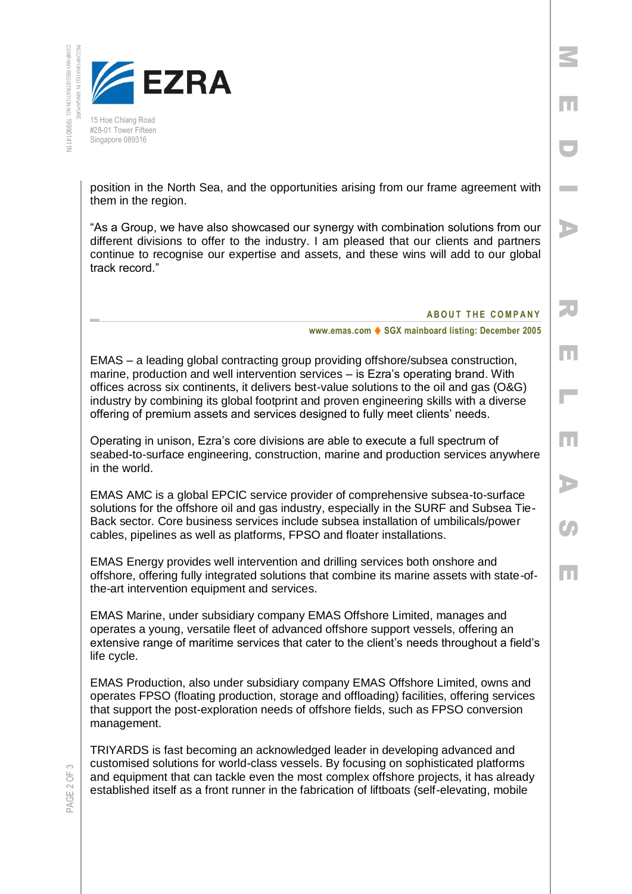position in the North Sea, and the opportunities arising from our frame agreement with them in the region.

"As a Group, we have also showcased our synergy with combination solutions from our different divisions to offer to the industry. I am pleased that our clients and partners continue to recognise our expertise and assets, and these wins will add to our global track record."

## ABOUT THE COMPANY

**www.emas.com ♦ SGX mainboard listing: December 2005**

EMAS – a leading global contracting group providing offshore/subsea construction, marine, production and well intervention services – is Ezra's operating brand. With offices across six continents, it delivers best-value solutions to the oil and gas (O&G) industry by combining its global footprint and proven engineering skills with a diverse offering of premium assets and services designed to fully meet clients' needs.

Operating in unison, Ezra's core divisions are able to execute a full spectrum of seabed-to-surface engineering, construction, marine and production services anywhere in the world.

EMAS AMC is a global EPCIC service provider of comprehensive subsea-to-surface solutions for the offshore oil and gas industry, especially in the SURF and Subsea Tie-Back sector. Core business services include subsea installation of umbilicals/power cables, pipelines as well as platforms, FPSO and floater installations.

EMAS Energy provides well intervention and drilling services both onshore and offshore, offering fully integrated solutions that combine its marine assets with state-of-the-art intervention equipment and services.

EMAS Marine, under subsidiary company EMAS Offshore Limited, manages and operates a young, versatile fleet of advanced offshore support vessels, offering an extensive range of maritime services that cater to the client's needs throughout a field's life cycle.

EMAS Production, also under subsidiary company EMAS Offshore Limited, owns and operates FPSO (floating production, storage and offloading) facilities, offering services that support the post-exploration needs of offshore fields, such as FPSO conversion management.

TRIYARDS is fast becoming an acknowledged leader in developing advanced and customised solutions for world-class vessels. By focusing on sophisticated platforms and equipment that can tackle even the most complex offshore projects, it has already established itself as a front runner in the fabrication of liftboats (self-elevating, mobile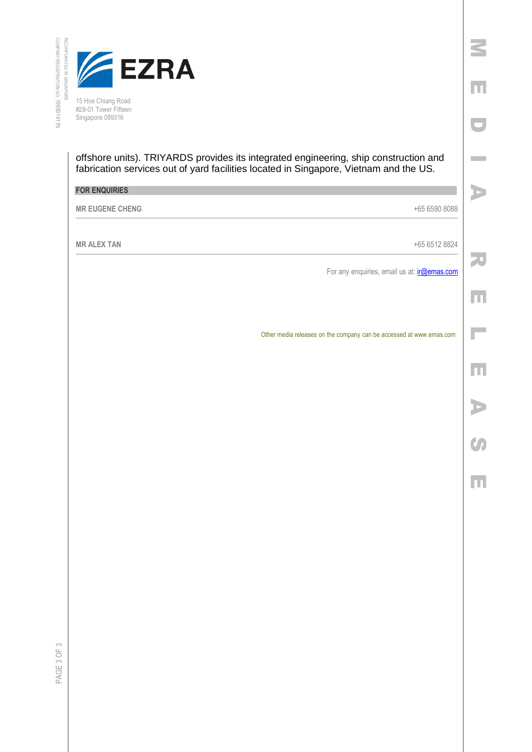offshore units). TRIYARDS provides its integrated engineering, ship construction and fabrication services out of yard facilities located in Singapore, Vietnam and the US.

**FOR ENQUIRIES**

| | |
|---|---|
| MR EUGENE CHENG | +65 6590 8088 |
| MR ALEX TAN | +65 6512 8824 |

For any enquiries, email us at: ir@emas.com

Other media releases on the company can be accessed at www.emas.com